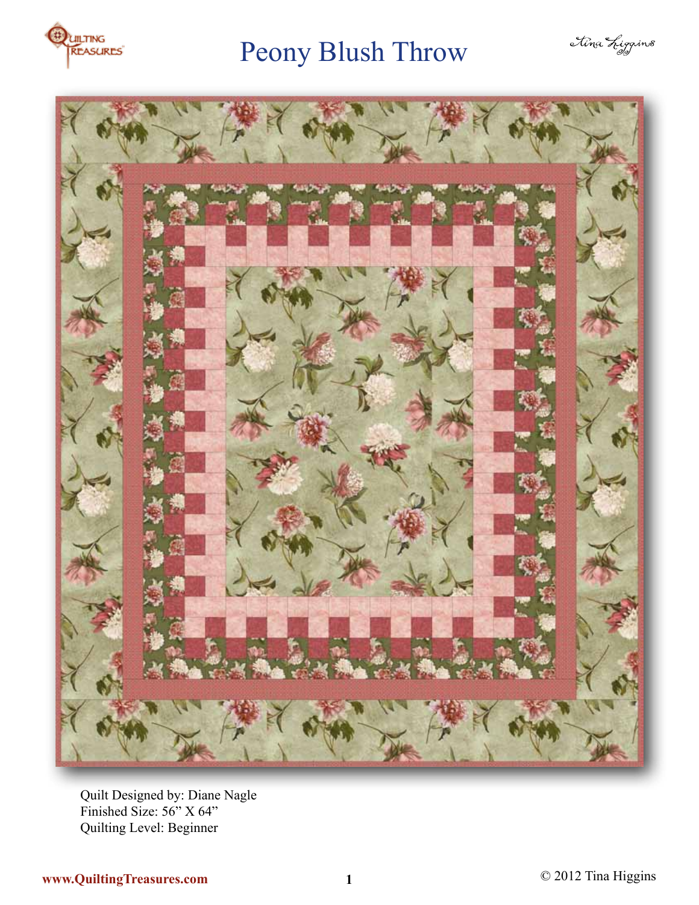# Peony Blush Throw

Quilt Designed by: Diane Nagle
Finished Size: 56” X 64”
Quilting Level: Beginner

www.QuiltingTreasures.com

© 2012 Tina Higgins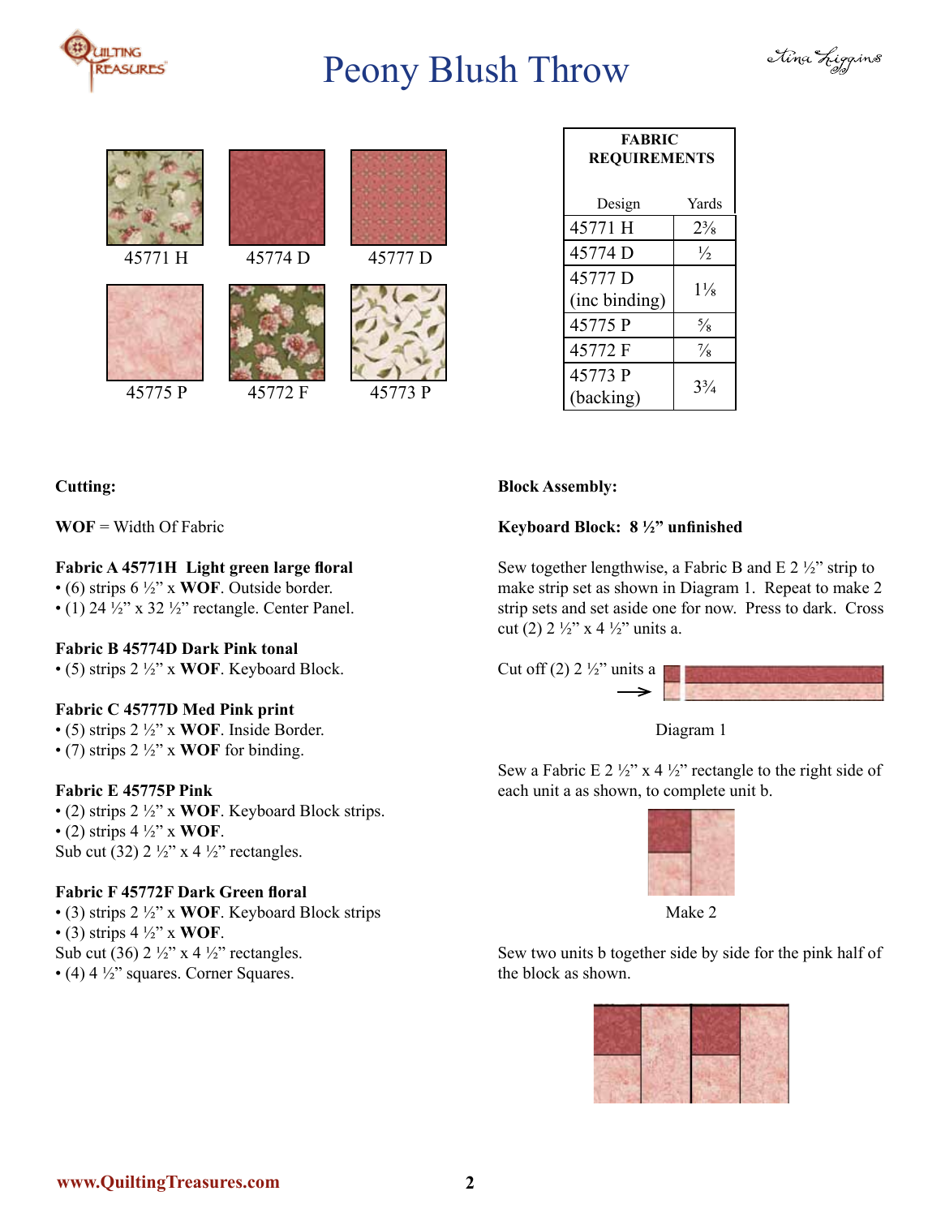# Peony Blush Throw

45771 H
45774 D
45777 D
45775 P
45772 F
45773 P

| FABRIC REQUIREMENTS | |
|---|---|
| Design | Yards |
| 45771 H | 2⅜ |
| 45774 D | ½ |
| 45777 D (inc binding) | 1⅛ |
| 45775 P | ⅝ |
| 45772 F | ⅞ |
| 45773 P (backing) | 3¾ |

**Cutting:**

**WOF** = Width Of Fabric

**Fabric A 45771H Light green large floral**
- (6) strips 6 ½" x **WOF**. Outside border.
- (1) 24 ½" x 32 ½" rectangle. Center Panel.

**Fabric B 45774D Dark Pink tonal**
- (5) strips 2 ½" x **WOF**. Keyboard Block.

**Fabric C 45777D Med Pink print**
- (5) strips 2 ½" x **WOF**. Inside Border.
- (7) strips 2 ½" x **WOF** for binding.

**Fabric E 45775P Pink**
- (2) strips 2 ½" x **WOF**. Keyboard Block strips.
- (2) strips 4 ½" x **WOF**.

Sub cut (32) 2 ½" x 4 ½" rectangles.

**Fabric F 45772F Dark Green floral**
- (3) strips 2 ½" x **WOF**. Keyboard Block strips
- (3) strips 4 ½" x **WOF**.

Sub cut (36) 2 ½" x 4 ½" rectangles.
- (4) 4 ½" squares. Corner Squares.

**Block Assembly:**

**Keyboard Block: 8 ½" unfinished**

Sew together lengthwise, a Fabric B and E 2 ½" strip to make strip set as shown in Diagram 1. Repeat to make 2 strip sets and set aside one for now. Press to dark. Cross cut (2) 2 ½" x 4 ½" units a.

Cut off (2) 2 ½" units a

Diagram 1

Sew a Fabric E 2 ½" x 4 ½" rectangle to the right side of each unit a as shown, to complete unit b.

Make 2

Sew two units b together side by side for the pink half of the block as shown.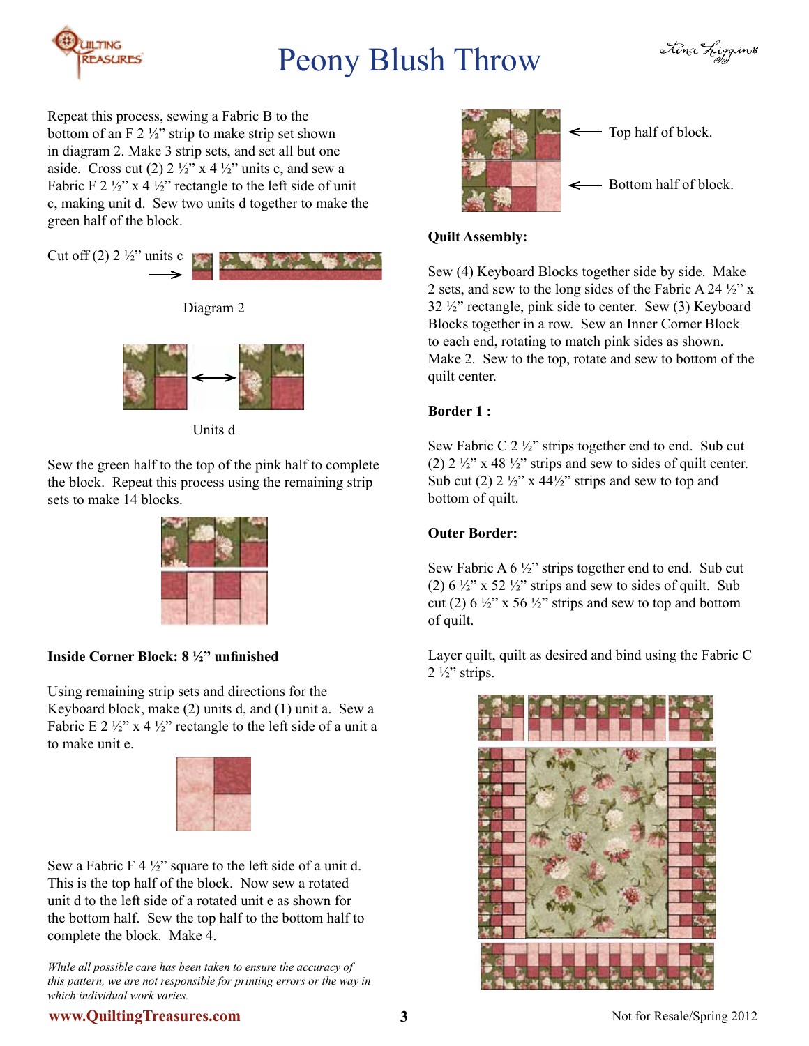Repeat this process, sewing a Fabric B to the bottom of an F 2 ½" strip to make strip set shown in diagram 2. Make 3 strip sets, and set all but one aside. Cross cut (2) 2 ½" x 4 ½" units c, and sew a Fabric F 2 ½" x 4 ½" rectangle to the left side of unit c, making unit d. Sew two units d together to make the green half of the block.

Cut off (2) 2 ½" units c

Diagram 2

Units d

Sew the green half to the top of the pink half to complete the block. Repeat this process using the remaining strip sets to make 14 blocks.

**Inside Corner Block: 8 ½" unfinished**

Using remaining strip sets and directions for the Keyboard block, make (2) units d, and (1) unit a. Sew a Fabric E 2 ½" x 4 ½" rectangle to the left side of a unit a to make unit e.

Sew a Fabric F 4 ½" square to the left side of a unit d. This is the top half of the block. Now sew a rotated unit d to the left side of a rotated unit e as shown for the bottom half. Sew the top half to the bottom half to complete the block. Make 4.

*While all possible care has been taken to ensure the accuracy of this pattern, we are not responsible for printing errors or the way in which individual work varies.*

Top half of block.

Bottom half of block.

**Quilt Assembly:**

Sew (4) Keyboard Blocks together side by side. Make 2 sets, and sew to the long sides of the Fabric A 24 ½" x 32 ½" rectangle, pink side to center. Sew (3) Keyboard Blocks together in a row. Sew an Inner Corner Block to each end, rotating to match pink sides as shown. Make 2. Sew to the top, rotate and sew to bottom of the quilt center.

**Border 1 :**

Sew Fabric C 2 ½" strips together end to end. Sub cut (2) 2 ½" x 48 ½" strips and sew to sides of quilt center. Sub cut (2) 2 ½" x 44½" strips and sew to top and bottom of quilt.

**Outer Border:**

Sew Fabric A 6 ½" strips together end to end. Sub cut (2) 6 ½" x 52 ½" strips and sew to sides of quilt. Sub cut (2) 6 ½" x 56 ½" strips and sew to top and bottom of quilt.

Layer quilt, quilt as desired and bind using the Fabric C 2 ½" strips.